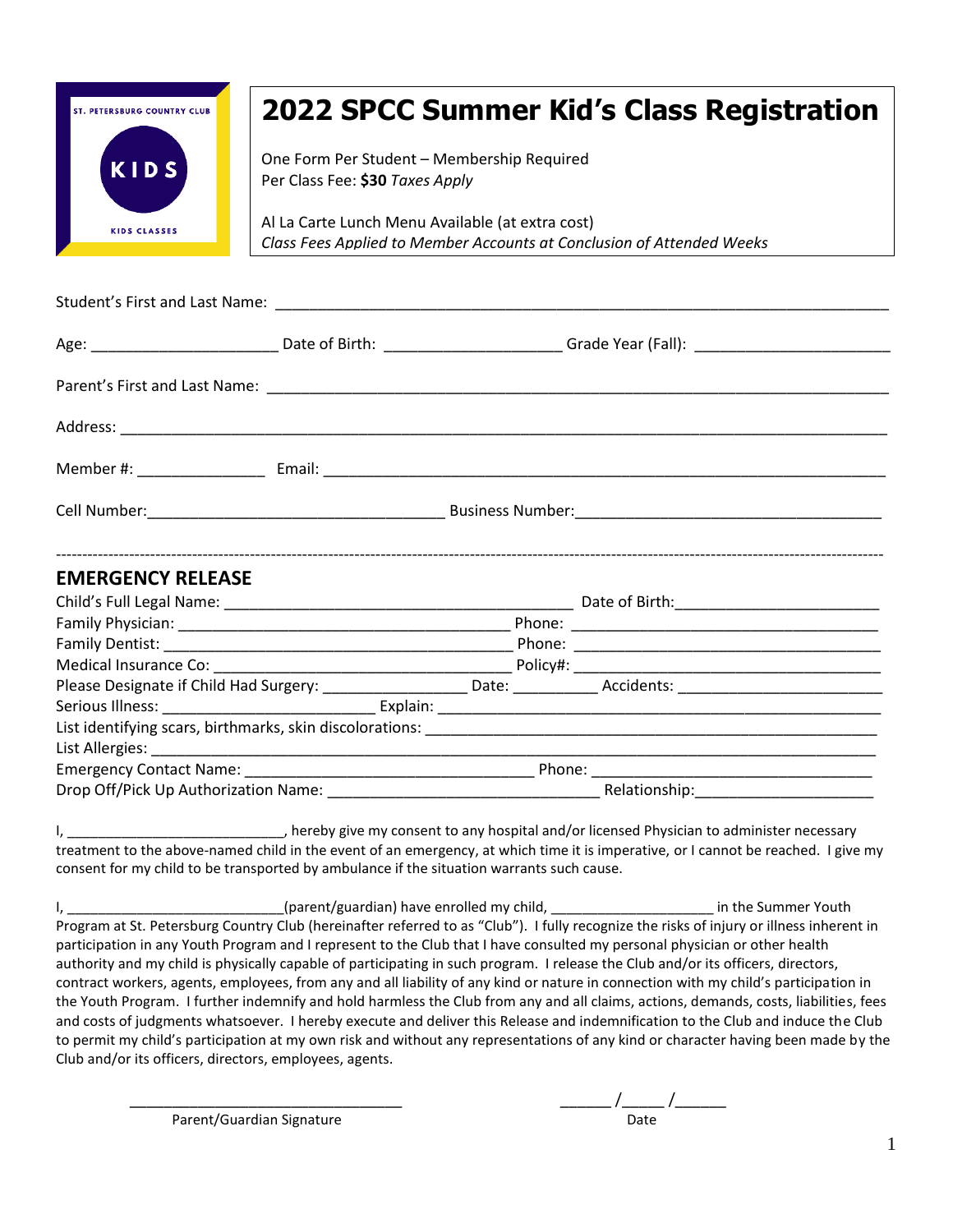# 2022 SPCC Summer Kid's Class Registration

One Form Per Student – Membership Required
Per Class Fee: **$30** *Taxes Apply*

Al La Carte Lunch Menu Available (at extra cost)
*Class Fees Applied to Member Accounts at Conclusion of Attended Weeks*

Student's First and Last Name: ______________________________________________________________________

Age: ____________________ Date of Birth: ___________________ Grade Year (Fall): ______________________

Parent's First and Last Name: _______________________________________________________________________

Address: ______________________________________________________________________________________

Member #: ______________ Email: ____________________________________________________________

Cell Number:_________________________________ Business Number:__________________________________

---

## EMERGENCY RELEASE

Child's Full Legal Name: ________________________________________ Date of Birth:______________________

Family Physician: ______________________________________ Phone: __________________________________

Family Dentist: ________________________________________ Phone: __________________________________

Medical Insurance Co: ___________________________________ Policy#: __________________________________

Please Designate if Child Had Surgery: ________________ Date: _________ Accidents: ______________________

Serious Illness: ________________________ Explain: ______________________________________________

List identifying scars, birthmarks, skin discolorations: ______________________________________________________

List Allergies: ___________________________________________________________________________________

Emergency Contact Name: _________________________________ Phone: ________________________________

Drop Off/Pick Up Authorization Name: _______________________________ Relationship:____________________

I, __________________________, hereby give my consent to any hospital and/or licensed Physician to administer necessary treatment to the above-named child in the event of an emergency, at which time it is imperative, or I cannot be reached. I give my consent for my child to be transported by ambulance if the situation warrants such cause.

I, __________________________(parent/guardian) have enrolled my child, ____________________ in the Summer Youth Program at St. Petersburg Country Club (hereinafter referred to as "Club"). I fully recognize the risks of injury or illness inherent in participation in any Youth Program and I represent to the Club that I have consulted my personal physician or other health authority and my child is physically capable of participating in such program. I release the Club and/or its officers, directors, contract workers, agents, employees, from any and all liability of any kind or nature in connection with my child's participation in the Youth Program. I further indemnify and hold harmless the Club from any and all claims, actions, demands, costs, liabilities, fees and costs of judgments whatsoever. I hereby execute and deliver this Release and indemnification to the Club and induce the Club to permit my child's participation at my own risk and without any representations of any kind or character having been made by the Club and/or its officers, directors, employees, agents.

________________________________
Parent/Guardian Signature

______ /_____ /______
Date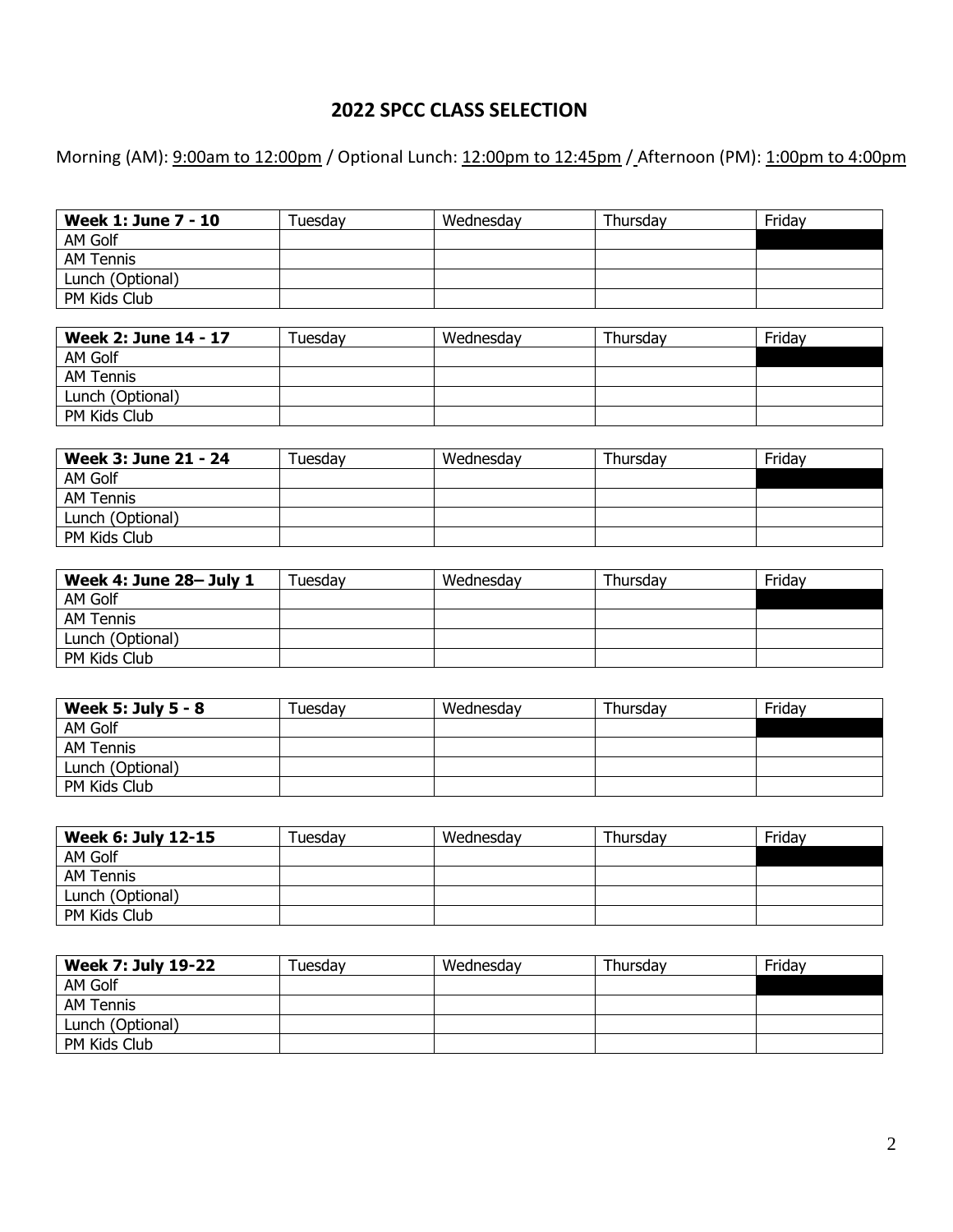# 2022 SPCC CLASS SELECTION

Morning (AM): <u>9:00am to 12:00pm</u> / Optional Lunch: <u>12:00pm to 12:45pm</u> / Afternoon (PM): <u>1:00pm to 4:00pm</u>

| **Week 1: June 7 - 10** | Tuesday | Wednesday | Thursday | Friday |
|---|---|---|---|---|
| AM Golf | | | | ■ |
| AM Tennis | | | | |
| Lunch (Optional) | | | | |
| PM Kids Club | | | | |

| **Week 2: June 14 - 17** | Tuesday | Wednesday | Thursday | Friday |
|---|---|---|---|---|
| AM Golf | | | | ■ |
| AM Tennis | | | | |
| Lunch (Optional) | | | | |
| PM Kids Club | | | | |

| **Week 3: June 21 - 24** | Tuesday | Wednesday | Thursday | Friday |
|---|---|---|---|---|
| AM Golf | | | | ■ |
| AM Tennis | | | | |
| Lunch (Optional) | | | | |
| PM Kids Club | | | | |

| **Week 4: June 28– July 1** | Tuesday | Wednesday | Thursday | Friday |
|---|---|---|---|---|
| AM Golf | | | | ■ |
| AM Tennis | | | | |
| Lunch (Optional) | | | | |
| PM Kids Club | | | | |

| **Week 5: July 5 - 8** | Tuesday | Wednesday | Thursday | Friday |
|---|---|---|---|---|
| AM Golf | | | | ■ |
| AM Tennis | | | | |
| Lunch (Optional) | | | | |
| PM Kids Club | | | | |

| **Week 6: July 12-15** | Tuesday | Wednesday | Thursday | Friday |
|---|---|---|---|---|
| AM Golf | | | | ■ |
| AM Tennis | | | | |
| Lunch (Optional) | | | | |
| PM Kids Club | | | | |

| **Week 7: July 19-22** | Tuesday | Wednesday | Thursday | Friday |
|---|---|---|---|---|
| AM Golf | | | | ■ |
| AM Tennis | | | | |
| Lunch (Optional) | | | | |
| PM Kids Club | | | | |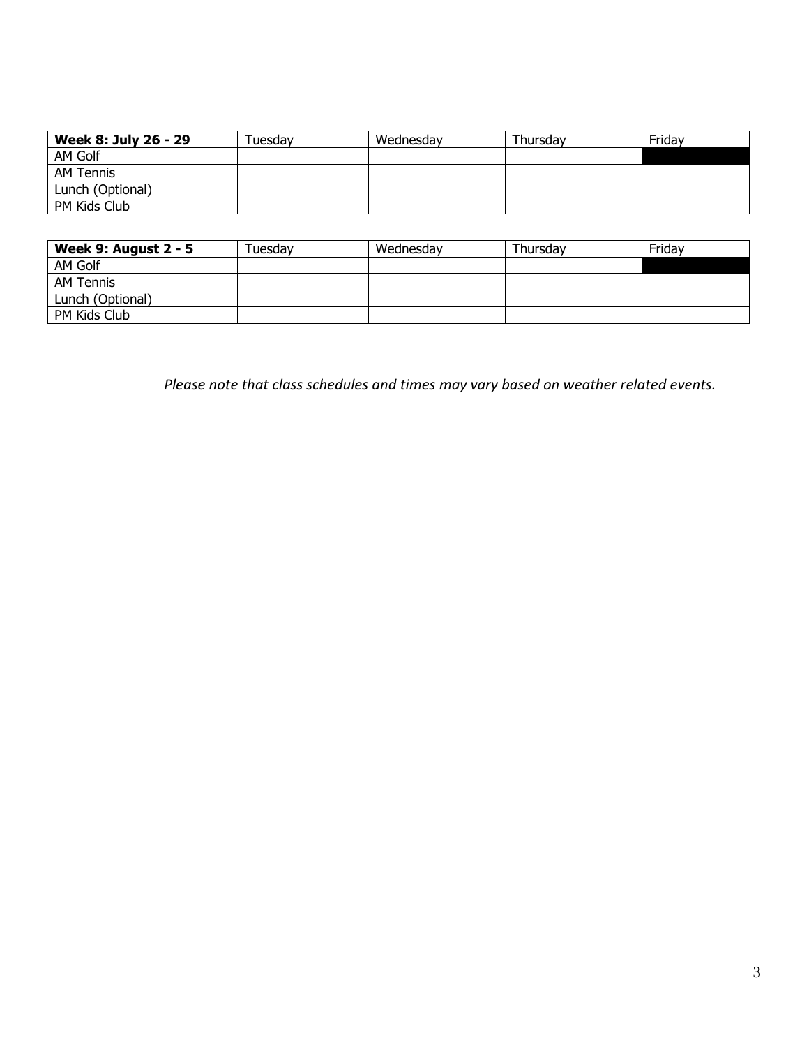| **Week 8: July 26 - 29** | Tuesday | Wednesday | Thursday | Friday |
| --- | --- | --- | --- | --- |
| AM Golf | | | | |
| AM Tennis | | | | |
| Lunch (Optional) | | | | |
| PM Kids Club | | | | |

| **Week 9: August 2 - 5** | Tuesday | Wednesday | Thursday | Friday |
| --- | --- | --- | --- | --- |
| AM Golf | | | | |
| AM Tennis | | | | |
| Lunch (Optional) | | | | |
| PM Kids Club | | | | |

*Please note that class schedules and times may vary based on weather related events.*